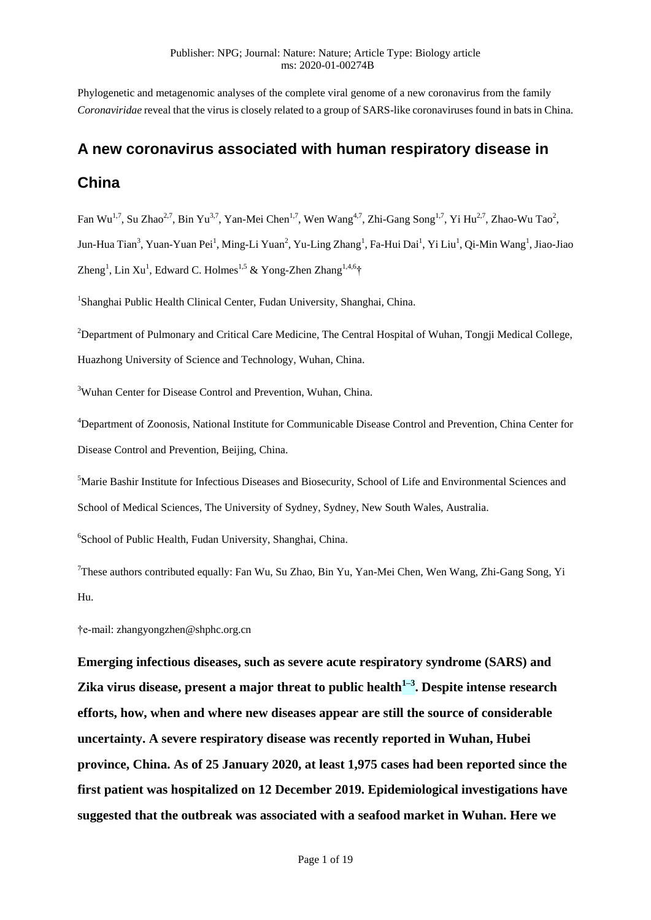Publisher: NPG; Journal: Nature: Nature; Article Type: Biology article
ms: 2020-01-00274B

Phylogenetic and metagenomic analyses of the complete viral genome of a new coronavirus from the family *Coronaviridae* reveal that the virus is closely related to a group of SARS-like coronaviruses found in bats in China.

# A new coronavirus associated with human respiratory disease in China

Fan Wu[1,7], Su Zhao[2,7], Bin Yu[3,7], Yan-Mei Chen[1,7], Wen Wang[4,7], Zhi-Gang Song[1,7], Yi Hu[2,7], Zhao-Wu Tao[2], Jun-Hua Tian[3], Yuan-Yuan Pei[1], Ming-Li Yuan[2], Yu-Ling Zhang[1], Fa-Hui Dai[1], Yi Liu[1], Qi-Min Wang[1], Jiao-Jiao Zheng[1], Lin Xu[1], Edward C. Holmes[1,5] & Yong-Zhen Zhang[1,4,6]†

[1]Shanghai Public Health Clinical Center, Fudan University, Shanghai, China.

[2]Department of Pulmonary and Critical Care Medicine, The Central Hospital of Wuhan, Tongji Medical College, Huazhong University of Science and Technology, Wuhan, China.

[3]Wuhan Center for Disease Control and Prevention, Wuhan, China.

[4]Department of Zoonosis, National Institute for Communicable Disease Control and Prevention, China Center for Disease Control and Prevention, Beijing, China.

[5]Marie Bashir Institute for Infectious Diseases and Biosecurity, School of Life and Environmental Sciences and School of Medical Sciences, The University of Sydney, Sydney, New South Wales, Australia.

[6]School of Public Health, Fudan University, Shanghai, China.

[7]These authors contributed equally: Fan Wu, Su Zhao, Bin Yu, Yan-Mei Chen, Wen Wang, Zhi-Gang Song, Yi Hu.

†e-mail: zhangyongzhen@shphc.org.cn

**Emerging infectious diseases, such as severe acute respiratory syndrome (SARS) and Zika virus disease, present a major threat to public health[1–3]. Despite intense research efforts, how, when and where new diseases appear are still the source of considerable uncertainty. A severe respiratory disease was recently reported in Wuhan, Hubei province, China. As of 25 January 2020, at least 1,975 cases had been reported since the first patient was hospitalized on 12 December 2019. Epidemiological investigations have suggested that the outbreak was associated with a seafood market in Wuhan. Here we**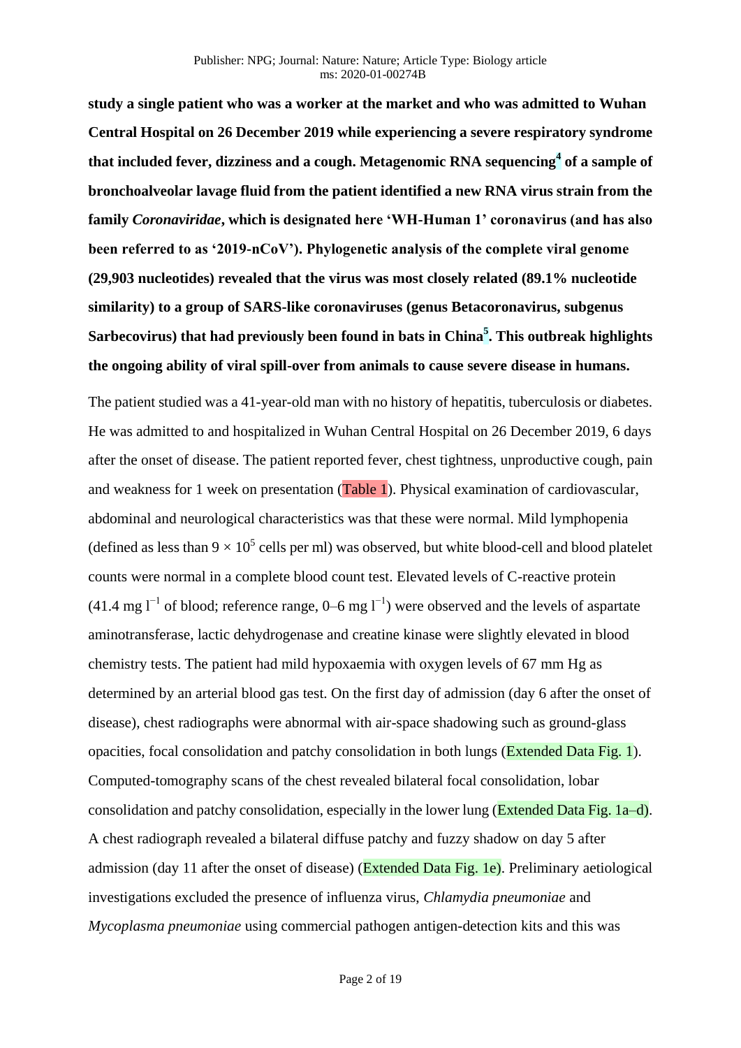**study a single patient who was a worker at the market and who was admitted to Wuhan Central Hospital on 26 December 2019 while experiencing a severe respiratory syndrome that included fever, dizziness and a cough. Metagenomic RNA sequencing[4] of a sample of bronchoalveolar lavage fluid from the patient identified a new RNA virus strain from the family *Coronaviridae*, which is designated here 'WH-Human 1' coronavirus (and has also been referred to as '2019-nCoV'). Phylogenetic analysis of the complete viral genome (29,903 nucleotides) revealed that the virus was most closely related (89.1% nucleotide similarity) to a group of SARS-like coronaviruses (genus Betacoronavirus, subgenus Sarbecovirus) that had previously been found in bats in China[5]. This outbreak highlights the ongoing ability of viral spill-over from animals to cause severe disease in humans.**

The patient studied was a 41-year-old man with no history of hepatitis, tuberculosis or diabetes. He was admitted to and hospitalized in Wuhan Central Hospital on 26 December 2019, 6 days after the onset of disease. The patient reported fever, chest tightness, unproductive cough, pain and weakness for 1 week on presentation (Table 1). Physical examination of cardiovascular, abdominal and neurological characteristics was that these were normal. Mild lymphopenia (defined as less than $9 \times 10^5$ cells per ml) was observed, but white blood-cell and blood platelet counts were normal in a complete blood count test. Elevated levels of C-reactive protein (41.4 mg $l^{-1}$ of blood; reference range, 0–6 mg $l^{-1}$) were observed and the levels of aspartate aminotransferase, lactic dehydrogenase and creatine kinase were slightly elevated in blood chemistry tests. The patient had mild hypoxaemia with oxygen levels of 67 mm Hg as determined by an arterial blood gas test. On the first day of admission (day 6 after the onset of disease), chest radiographs were abnormal with air-space shadowing such as ground-glass opacities, focal consolidation and patchy consolidation in both lungs (Extended Data Fig. 1). Computed-tomography scans of the chest revealed bilateral focal consolidation, lobar consolidation and patchy consolidation, especially in the lower lung (Extended Data Fig. 1a–d). A chest radiograph revealed a bilateral diffuse patchy and fuzzy shadow on day 5 after admission (day 11 after the onset of disease) (Extended Data Fig. 1e). Preliminary aetiological investigations excluded the presence of influenza virus, *Chlamydia pneumoniae* and *Mycoplasma pneumoniae* using commercial pathogen antigen-detection kits and this was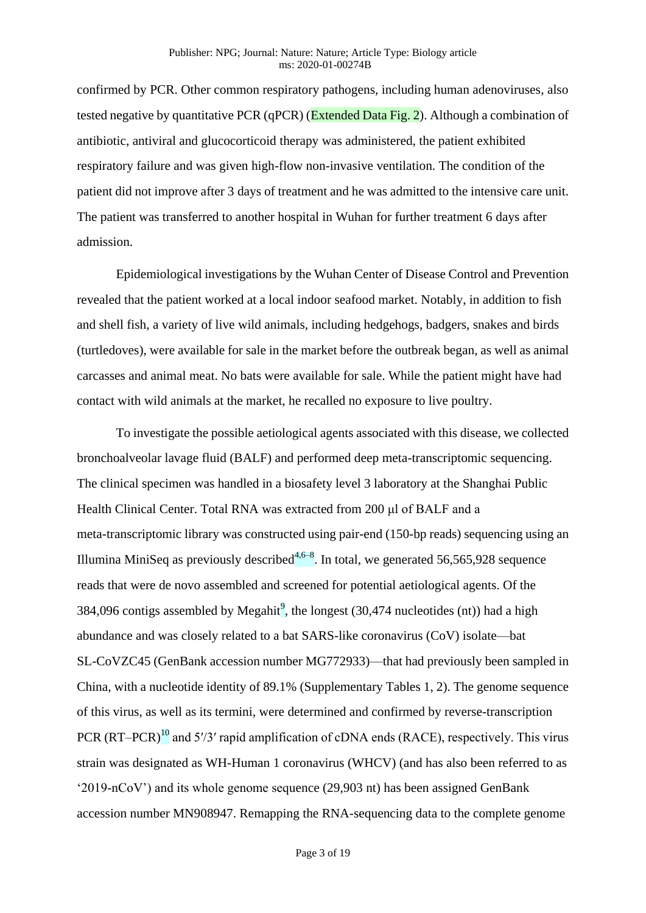confirmed by PCR. Other common respiratory pathogens, including human adenoviruses, also tested negative by quantitative PCR (qPCR) (Extended Data Fig. 2). Although a combination of antibiotic, antiviral and glucocorticoid therapy was administered, the patient exhibited respiratory failure and was given high-flow non-invasive ventilation. The condition of the patient did not improve after 3 days of treatment and he was admitted to the intensive care unit. The patient was transferred to another hospital in Wuhan for further treatment 6 days after admission.

Epidemiological investigations by the Wuhan Center of Disease Control and Prevention revealed that the patient worked at a local indoor seafood market. Notably, in addition to fish and shell fish, a variety of live wild animals, including hedgehogs, badgers, snakes and birds (turtledoves), were available for sale in the market before the outbreak began, as well as animal carcasses and animal meat. No bats were available for sale. While the patient might have had contact with wild animals at the market, he recalled no exposure to live poultry.

To investigate the possible aetiological agents associated with this disease, we collected bronchoalveolar lavage fluid (BALF) and performed deep meta-transcriptomic sequencing. The clinical specimen was handled in a biosafety level 3 laboratory at the Shanghai Public Health Clinical Center. Total RNA was extracted from 200 μl of BALF and a meta-transcriptomic library was constructed using pair-end (150-bp reads) sequencing using an Illumina MiniSeq as previously described[4,6–8]. In total, we generated 56,565,928 sequence reads that were de novo assembled and screened for potential aetiological agents. Of the 384,096 contigs assembled by Megahit[9], the longest (30,474 nucleotides (nt)) had a high abundance and was closely related to a bat SARS-like coronavirus (CoV) isolate—bat SL-CoVZC45 (GenBank accession number MG772933)—that had previously been sampled in China, with a nucleotide identity of 89.1% (Supplementary Tables 1, 2). The genome sequence of this virus, as well as its termini, were determined and confirmed by reverse-transcription PCR (RT–PCR)[10] and 5′/3′ rapid amplification of cDNA ends (RACE), respectively. This virus strain was designated as WH-Human 1 coronavirus (WHCV) (and has also been referred to as '2019-nCoV') and its whole genome sequence (29,903 nt) has been assigned GenBank accession number MN908947. Remapping the RNA-sequencing data to the complete genome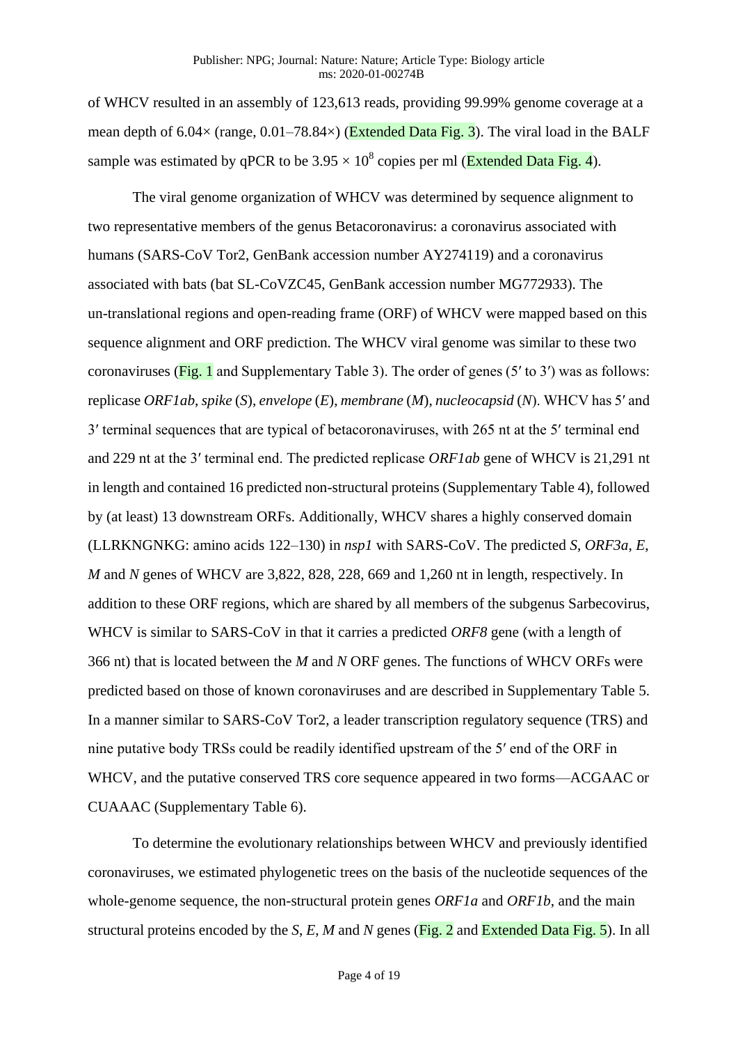of WHCV resulted in an assembly of 123,613 reads, providing 99.99% genome coverage at a mean depth of 6.04× (range, 0.01–78.84×) (Extended Data Fig. 3). The viral load in the BALF sample was estimated by qPCR to be $3.95 \times 10^8$ copies per ml (Extended Data Fig. 4).

The viral genome organization of WHCV was determined by sequence alignment to two representative members of the genus Betacoronavirus: a coronavirus associated with humans (SARS-CoV Tor2, GenBank accession number AY274119) and a coronavirus associated with bats (bat SL-CoVZC45, GenBank accession number MG772933). The un-translational regions and open-reading frame (ORF) of WHCV were mapped based on this sequence alignment and ORF prediction. The WHCV viral genome was similar to these two coronaviruses (Fig. 1 and Supplementary Table 3). The order of genes (5′ to 3′) was as follows: replicase *ORF1ab*, *spike* (*S*), *envelope* (*E*), *membrane* (*M*), *nucleocapsid* (*N*). WHCV has 5′ and 3′ terminal sequences that are typical of betacoronaviruses, with 265 nt at the 5′ terminal end and 229 nt at the 3′ terminal end. The predicted replicase *ORF1ab* gene of WHCV is 21,291 nt in length and contained 16 predicted non-structural proteins (Supplementary Table 4), followed by (at least) 13 downstream ORFs. Additionally, WHCV shares a highly conserved domain (LLRKNGNKG: amino acids 122–130) in *nsp1* with SARS-CoV. The predicted *S*, *ORF3a*, *E*, *M* and *N* genes of WHCV are 3,822, 828, 228, 669 and 1,260 nt in length, respectively. In addition to these ORF regions, which are shared by all members of the subgenus Sarbecovirus, WHCV is similar to SARS-CoV in that it carries a predicted *ORF8* gene (with a length of 366 nt) that is located between the *M* and *N* ORF genes. The functions of WHCV ORFs were predicted based on those of known coronaviruses and are described in Supplementary Table 5. In a manner similar to SARS-CoV Tor2, a leader transcription regulatory sequence (TRS) and nine putative body TRSs could be readily identified upstream of the 5′ end of the ORF in WHCV, and the putative conserved TRS core sequence appeared in two forms—ACGAAC or CUAAAC (Supplementary Table 6).

To determine the evolutionary relationships between WHCV and previously identified coronaviruses, we estimated phylogenetic trees on the basis of the nucleotide sequences of the whole-genome sequence, the non-structural protein genes *ORF1a* and *ORF1b*, and the main structural proteins encoded by the *S*, *E*, *M* and *N* genes (Fig. 2 and Extended Data Fig. 5). In all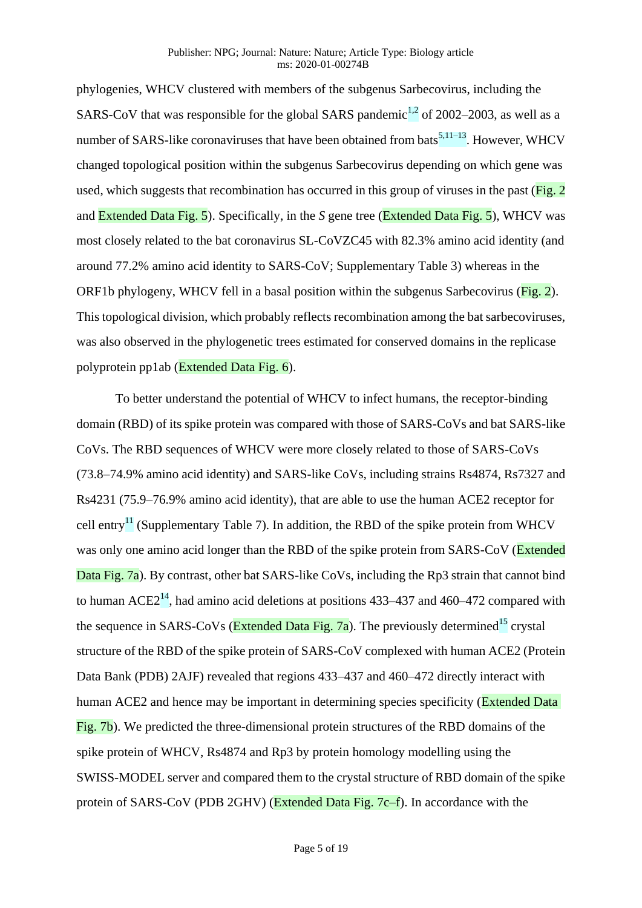phylogenies, WHCV clustered with members of the subgenus Sarbecovirus, including the SARS-CoV that was responsible for the global SARS pandemic[1,2] of 2002–2003, as well as a number of SARS-like coronaviruses that have been obtained from bats[5,11–13]. However, WHCV changed topological position within the subgenus Sarbecovirus depending on which gene was used, which suggests that recombination has occurred in this group of viruses in the past (Fig. 2 and Extended Data Fig. 5). Specifically, in the *S* gene tree (Extended Data Fig. 5), WHCV was most closely related to the bat coronavirus SL-CoVZC45 with 82.3% amino acid identity (and around 77.2% amino acid identity to SARS-CoV; Supplementary Table 3) whereas in the ORF1b phylogeny, WHCV fell in a basal position within the subgenus Sarbecovirus (Fig. 2). This topological division, which probably reflects recombination among the bat sarbecoviruses, was also observed in the phylogenetic trees estimated for conserved domains in the replicase polyprotein pp1ab (Extended Data Fig. 6).

To better understand the potential of WHCV to infect humans, the receptor-binding domain (RBD) of its spike protein was compared with those of SARS-CoVs and bat SARS-like CoVs. The RBD sequences of WHCV were more closely related to those of SARS-CoVs (73.8–74.9% amino acid identity) and SARS-like CoVs, including strains Rs4874, Rs7327 and Rs4231 (75.9–76.9% amino acid identity), that are able to use the human ACE2 receptor for cell entry[11] (Supplementary Table 7). In addition, the RBD of the spike protein from WHCV was only one amino acid longer than the RBD of the spike protein from SARS-CoV (Extended Data Fig. 7a). By contrast, other bat SARS-like CoVs, including the Rp3 strain that cannot bind to human ACE2[14], had amino acid deletions at positions 433–437 and 460–472 compared with the sequence in SARS-CoVs (Extended Data Fig. 7a). The previously determined[15] crystal structure of the RBD of the spike protein of SARS-CoV complexed with human ACE2 (Protein Data Bank (PDB) 2AJF) revealed that regions 433–437 and 460–472 directly interact with human ACE2 and hence may be important in determining species specificity (Extended Data Fig. 7b). We predicted the three-dimensional protein structures of the RBD domains of the spike protein of WHCV, Rs4874 and Rp3 by protein homology modelling using the SWISS-MODEL server and compared them to the crystal structure of RBD domain of the spike protein of SARS-CoV (PDB 2GHV) (Extended Data Fig. 7c–f). In accordance with the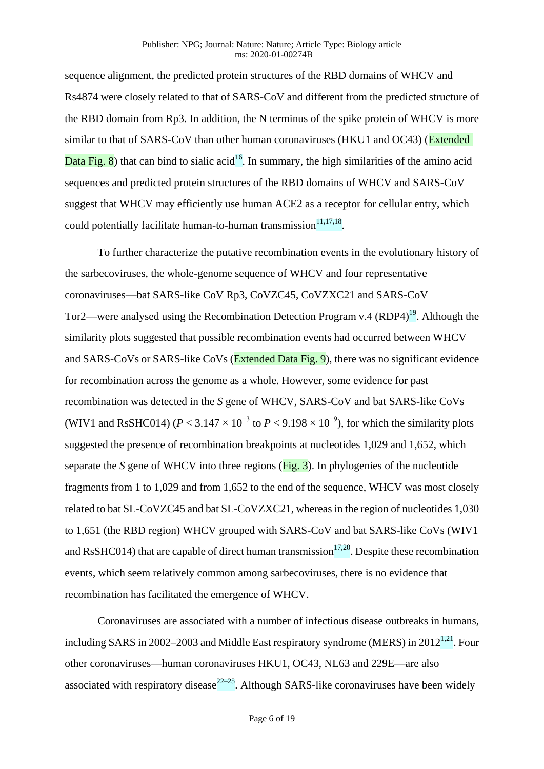sequence alignment, the predicted protein structures of the RBD domains of WHCV and Rs4874 were closely related to that of SARS-CoV and different from the predicted structure of the RBD domain from Rp3. In addition, the N terminus of the spike protein of WHCV is more similar to that of SARS-CoV than other human coronaviruses (HKU1 and OC43) (Extended Data Fig. 8) that can bind to sialic acid[16]. In summary, the high similarities of the amino acid sequences and predicted protein structures of the RBD domains of WHCV and SARS-CoV suggest that WHCV may efficiently use human ACE2 as a receptor for cellular entry, which could potentially facilitate human-to-human transmission[11,17,18].

To further characterize the putative recombination events in the evolutionary history of the sarbecoviruses, the whole-genome sequence of WHCV and four representative coronaviruses—bat SARS-like CoV Rp3, CoVZC45, CoVZXC21 and SARS-CoV Tor2—were analysed using the Recombination Detection Program v.4 (RDP4)[19]. Although the similarity plots suggested that possible recombination events had occurred between WHCV and SARS-CoVs or SARS-like CoVs (Extended Data Fig. 9), there was no significant evidence for recombination across the genome as a whole. However, some evidence for past recombination was detected in the *S* gene of WHCV, SARS-CoV and bat SARS-like CoVs (WIV1 and RsSHC014) ($P < 3.147 \times 10^{-3}$ to $P < 9.198 \times 10^{-9}$), for which the similarity plots suggested the presence of recombination breakpoints at nucleotides 1,029 and 1,652, which separate the *S* gene of WHCV into three regions (Fig. 3). In phylogenies of the nucleotide fragments from 1 to 1,029 and from 1,652 to the end of the sequence, WHCV was most closely related to bat SL-CoVZC45 and bat SL-CoVZXC21, whereas in the region of nucleotides 1,030 to 1,651 (the RBD region) WHCV grouped with SARS-CoV and bat SARS-like CoVs (WIV1 and RsSHC014) that are capable of direct human transmission[17,20]. Despite these recombination events, which seem relatively common among sarbecoviruses, there is no evidence that recombination has facilitated the emergence of WHCV.

Coronaviruses are associated with a number of infectious disease outbreaks in humans, including SARS in 2002–2003 and Middle East respiratory syndrome (MERS) in 2012[1,21]. Four other coronaviruses—human coronaviruses HKU1, OC43, NL63 and 229E—are also associated with respiratory disease[22–25]. Although SARS-like coronaviruses have been widely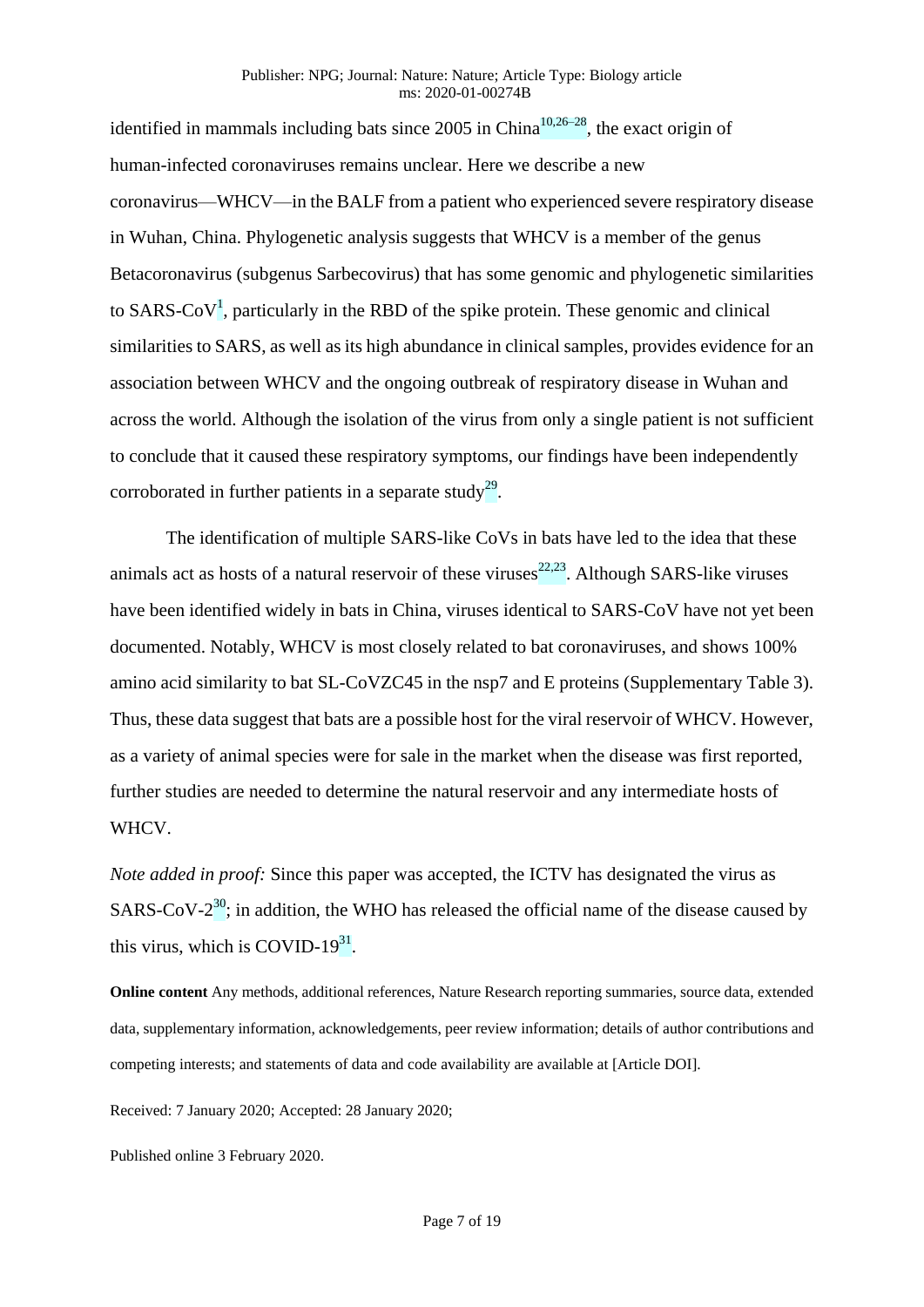identified in mammals including bats since 2005 in China[10,26–28], the exact origin of human-infected coronaviruses remains unclear. Here we describe a new coronavirus—WHCV—in the BALF from a patient who experienced severe respiratory disease in Wuhan, China. Phylogenetic analysis suggests that WHCV is a member of the genus Betacoronavirus (subgenus Sarbecovirus) that has some genomic and phylogenetic similarities to SARS-CoV[1], particularly in the RBD of the spike protein. These genomic and clinical similarities to SARS, as well as its high abundance in clinical samples, provides evidence for an association between WHCV and the ongoing outbreak of respiratory disease in Wuhan and across the world. Although the isolation of the virus from only a single patient is not sufficient to conclude that it caused these respiratory symptoms, our findings have been independently corroborated in further patients in a separate study[29].

The identification of multiple SARS-like CoVs in bats have led to the idea that these animals act as hosts of a natural reservoir of these viruses[22,23]. Although SARS-like viruses have been identified widely in bats in China, viruses identical to SARS-CoV have not yet been documented. Notably, WHCV is most closely related to bat coronaviruses, and shows 100% amino acid similarity to bat SL-CoVZC45 in the nsp7 and E proteins (Supplementary Table 3). Thus, these data suggest that bats are a possible host for the viral reservoir of WHCV. However, as a variety of animal species were for sale in the market when the disease was first reported, further studies are needed to determine the natural reservoir and any intermediate hosts of WHCV.

*Note added in proof:* Since this paper was accepted, the ICTV has designated the virus as SARS-CoV-2[30]; in addition, the WHO has released the official name of the disease caused by this virus, which is COVID-19[31].

**Online content** Any methods, additional references, Nature Research reporting summaries, source data, extended data, supplementary information, acknowledgements, peer review information; details of author contributions and competing interests; and statements of data and code availability are available at [Article DOI].

Received: 7 January 2020; Accepted: 28 January 2020;

Published online 3 February 2020.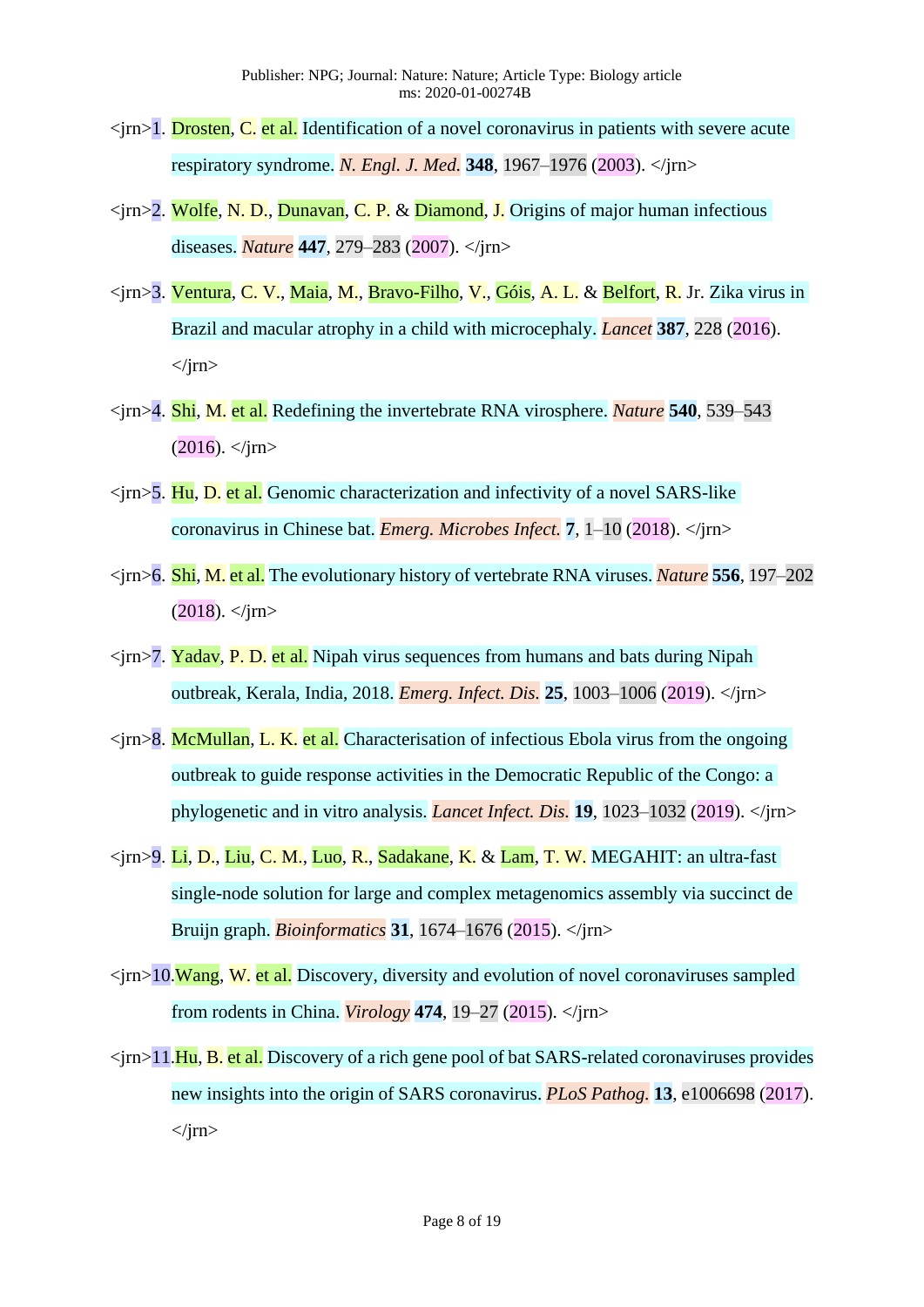<jrn>1. Drosten, C. et al. Identification of a novel coronavirus in patients with severe acute respiratory syndrome. *N. Engl. J. Med.* **348**, 1967–1976 (2003). </jrn>

<jrn>2. Wolfe, N. D., Dunavan, C. P. & Diamond, J. Origins of major human infectious diseases. *Nature* **447**, 279–283 (2007). </jrn>

<jrn>3. Ventura, C. V., Maia, M., Bravo-Filho, V., Góis, A. L. & Belfort, R. Jr. Zika virus in Brazil and macular atrophy in a child with microcephaly. *Lancet* **387**, 228 (2016). </jrn>

<jrn>4. Shi, M. et al. Redefining the invertebrate RNA virosphere. *Nature* **540**, 539–543 (2016). </jrn>

<jrn>5. Hu, D. et al. Genomic characterization and infectivity of a novel SARS-like coronavirus in Chinese bat. *Emerg. Microbes Infect.* **7**, 1–10 (2018). </jrn>

<jrn>6. Shi, M. et al. The evolutionary history of vertebrate RNA viruses. *Nature* **556**, 197–202 (2018). </jrn>

<jrn>7. Yadav, P. D. et al. Nipah virus sequences from humans and bats during Nipah outbreak, Kerala, India, 2018. *Emerg. Infect. Dis.* **25**, 1003–1006 (2019). </jrn>

<jrn>8. McMullan, L. K. et al. Characterisation of infectious Ebola virus from the ongoing outbreak to guide response activities in the Democratic Republic of the Congo: a phylogenetic and in vitro analysis. *Lancet Infect. Dis.* **19**, 1023–1032 (2019). </jrn>

<jrn>9. Li, D., Liu, C. M., Luo, R., Sadakane, K. & Lam, T. W. MEGAHIT: an ultra-fast single-node solution for large and complex metagenomics assembly via succinct de Bruijn graph. *Bioinformatics* **31**, 1674–1676 (2015). </jrn>

<jrn>10. Wang, W. et al. Discovery, diversity and evolution of novel coronaviruses sampled from rodents in China. *Virology* **474**, 19–27 (2015). </jrn>

<jrn>11. Hu, B. et al. Discovery of a rich gene pool of bat SARS-related coronaviruses provides new insights into the origin of SARS coronavirus. *PLoS Pathog.* **13**, e1006698 (2017). </jrn>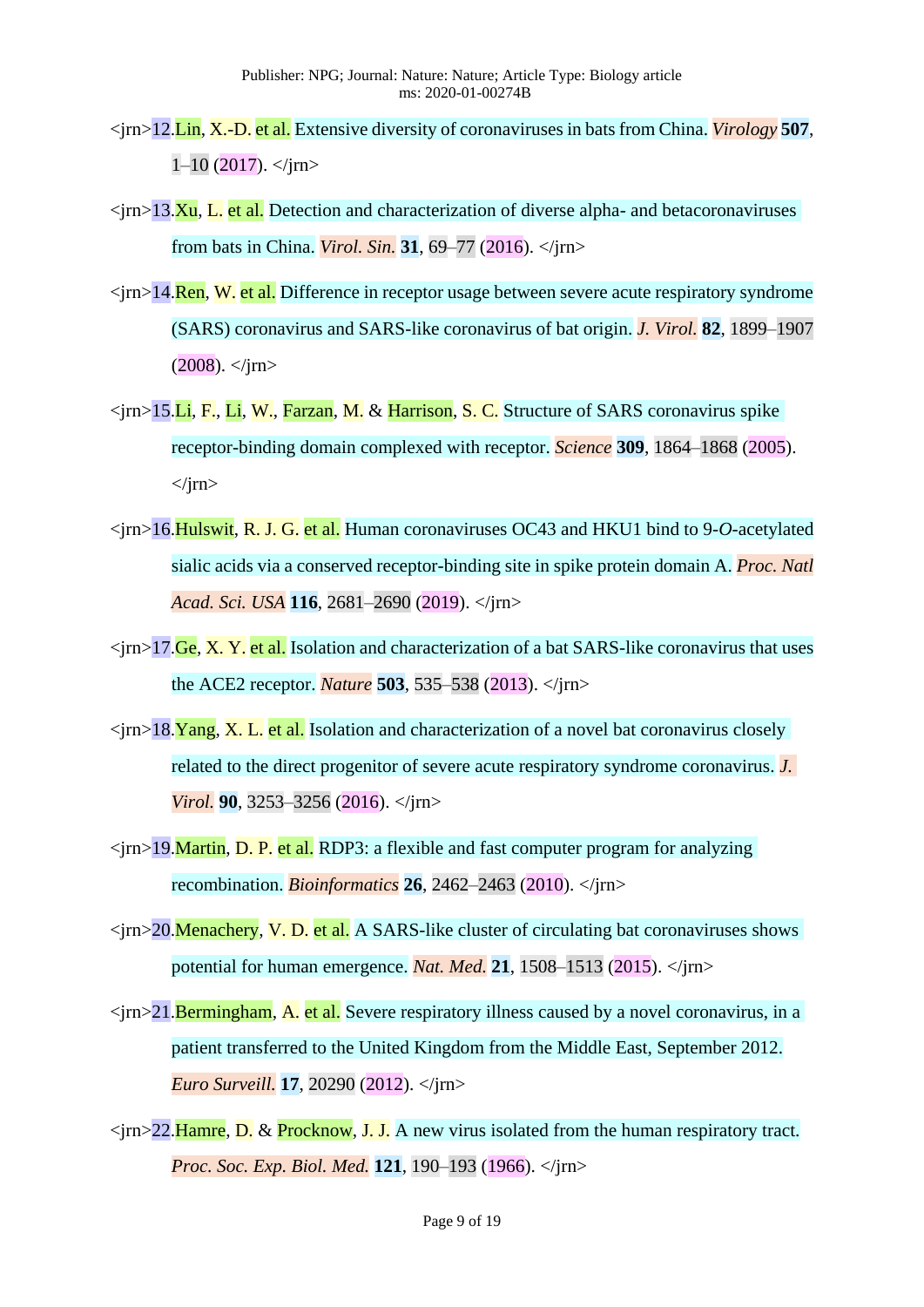<jrn>12.Lin, X.-D. et al. Extensive diversity of coronaviruses in bats from China. *Virology* **507**, 1–10 (2017). </jrn>

<jrn>13.Xu, L. et al. Detection and characterization of diverse alpha- and betacoronaviruses from bats in China. *Virol. Sin.* **31**, 69–77 (2016). </jrn>

<jrn>14.Ren, W. et al. Difference in receptor usage between severe acute respiratory syndrome (SARS) coronavirus and SARS-like coronavirus of bat origin. *J. Virol.* **82**, 1899–1907 (2008). </jrn>

<jrn>15.Li, F., Li, W., Farzan, M. & Harrison, S. C. Structure of SARS coronavirus spike receptor-binding domain complexed with receptor. *Science* **309**, 1864–1868 (2005). </jrn>

<jrn>16.Hulswit, R. J. G. et al. Human coronaviruses OC43 and HKU1 bind to 9-*O*-acetylated sialic acids via a conserved receptor-binding site in spike protein domain A. *Proc. Natl Acad. Sci. USA* **116**, 2681–2690 (2019). </jrn>

<jrn>17.Ge, X. Y. et al. Isolation and characterization of a bat SARS-like coronavirus that uses the ACE2 receptor. *Nature* **503**, 535–538 (2013). </jrn>

<jrn>18.Yang, X. L. et al. Isolation and characterization of a novel bat coronavirus closely related to the direct progenitor of severe acute respiratory syndrome coronavirus. *J. Virol.* **90**, 3253–3256 (2016). </jrn>

<jrn>19.Martin, D. P. et al. RDP3: a flexible and fast computer program for analyzing recombination. *Bioinformatics* **26**, 2462–2463 (2010). </jrn>

<jrn>20.Menachery, V. D. et al. A SARS-like cluster of circulating bat coronaviruses shows potential for human emergence. *Nat. Med.* **21**, 1508–1513 (2015). </jrn>

<jrn>21.Bermingham, A. et al. Severe respiratory illness caused by a novel coronavirus, in a patient transferred to the United Kingdom from the Middle East, September 2012. *Euro Surveill.* **17**, 20290 (2012). </jrn>

<jrn>22.Hamre, D. & Procknow, J. J. A new virus isolated from the human respiratory tract. *Proc. Soc. Exp. Biol. Med.* **121**, 190–193 (1966). </jrn>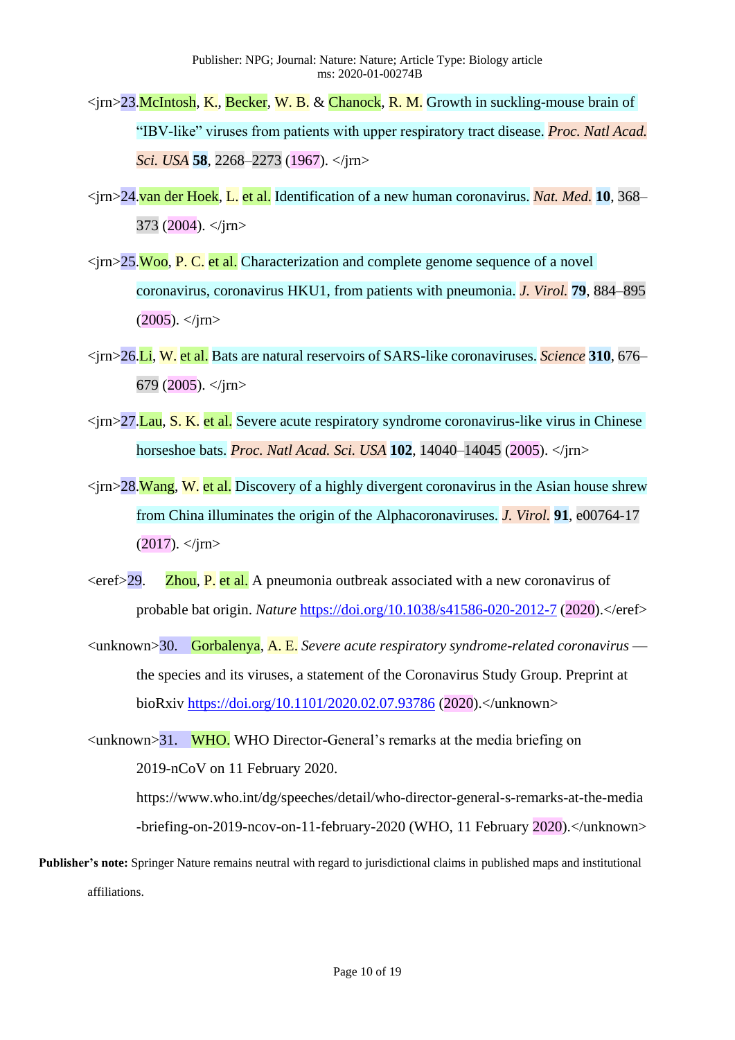<jrn>23.McIntosh, K., Becker, W. B. & Chanock, R. M. Growth in suckling-mouse brain of "IBV-like" viruses from patients with upper respiratory tract disease. *Proc. Natl Acad. Sci. USA* **58**, 2268–2273 (1967). </jrn>

<jrn>24.van der Hoek, L. et al. Identification of a new human coronavirus. *Nat. Med.* **10**, 368–373 (2004). </jrn>

<jrn>25.Woo, P. C. et al. Characterization and complete genome sequence of a novel coronavirus, coronavirus HKU1, from patients with pneumonia. *J. Virol.* **79**, 884–895 (2005). </jrn>

<jrn>26.Li, W. et al. Bats are natural reservoirs of SARS-like coronaviruses. *Science* **310**, 676–679 (2005). </jrn>

<jrn>27.Lau, S. K. et al. Severe acute respiratory syndrome coronavirus-like virus in Chinese horseshoe bats. *Proc. Natl Acad. Sci. USA* **102**, 14040–14045 (2005). </jrn>

<jrn>28.Wang, W. et al. Discovery of a highly divergent coronavirus in the Asian house shrew from China illuminates the origin of the Alphacoronaviruses. *J. Virol.* **91**, e00764-17 (2017). </jrn>

<eref>29. Zhou, P. et al. A pneumonia outbreak associated with a new coronavirus of probable bat origin. *Nature* https://doi.org/10.1038/s41586-020-2012-7 (2020).</eref>

<unknown>30. Gorbalenya, A. E. *Severe acute respiratory syndrome-related coronavirus* — the species and its viruses, a statement of the Coronavirus Study Group. Preprint at bioRxiv https://doi.org/10.1101/2020.02.07.93786 (2020).</unknown>

<unknown>31. WHO. WHO Director-General's remarks at the media briefing on 2019-nCoV on 11 February 2020. https://www.who.int/dg/speeches/detail/who-director-general-s-remarks-at-the-media-briefing-on-2019-ncov-on-11-february-2020 (WHO, 11 February 2020).</unknown>

**Publisher's note:** Springer Nature remains neutral with regard to jurisdictional claims in published maps and institutional affiliations.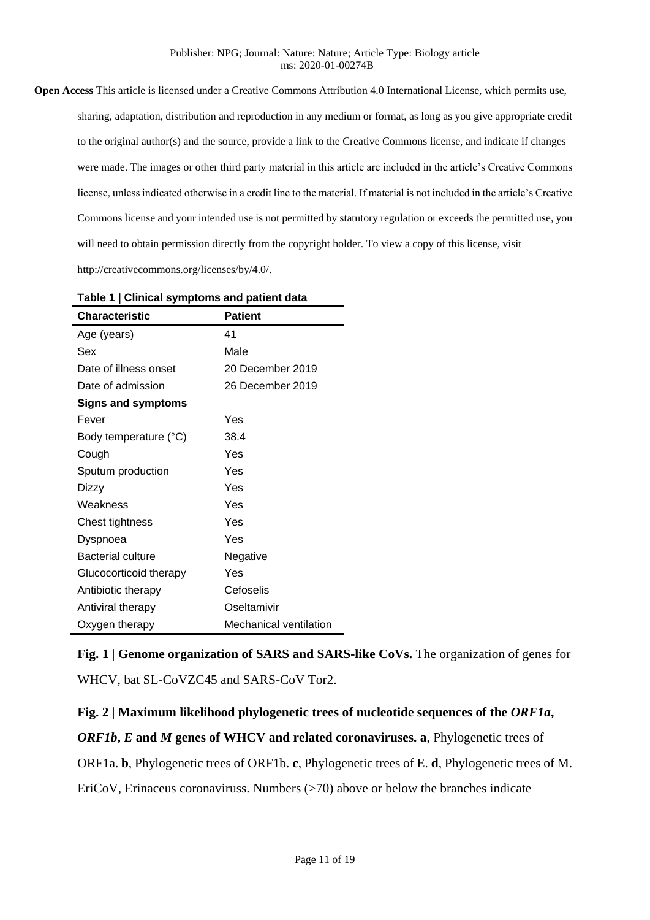**Open Access** This article is licensed under a Creative Commons Attribution 4.0 International License, which permits use, sharing, adaptation, distribution and reproduction in any medium or format, as long as you give appropriate credit to the original author(s) and the source, provide a link to the Creative Commons license, and indicate if changes were made. The images or other third party material in this article are included in the article's Creative Commons license, unless indicated otherwise in a credit line to the material. If material is not included in the article's Creative Commons license and your intended use is not permitted by statutory regulation or exceeds the permitted use, you will need to obtain permission directly from the copyright holder. To view a copy of this license, visit http://creativecommons.org/licenses/by/4.0/.

**Table 1 | Clinical symptoms and patient data**

| Characteristic | Patient |
|---|---|
| Age (years) | 41 |
| Sex | Male |
| Date of illness onset | 20 December 2019 |
| Date of admission | 26 December 2019 |
| **Signs and symptoms** | |
| Fever | Yes |
| Body temperature (°C) | 38.4 |
| Cough | Yes |
| Sputum production | Yes |
| Dizzy | Yes |
| Weakness | Yes |
| Chest tightness | Yes |
| Dyspnoea | Yes |
| Bacterial culture | Negative |
| Glucocorticoid therapy | Yes |
| Antibiotic therapy | Cefoselis |
| Antiviral therapy | Oseltamivir |
| Oxygen therapy | Mechanical ventilation |

**Fig. 1 | Genome organization of SARS and SARS-like CoVs.** The organization of genes for WHCV, bat SL-CoVZC45 and SARS-CoV Tor2.

**Fig. 2 | Maximum likelihood phylogenetic trees of nucleotide sequences of the *ORF1a*, *ORF1b*, *E* and *M* genes of WHCV and related coronaviruses. a**, Phylogenetic trees of ORF1a. **b**, Phylogenetic trees of ORF1b. **c**, Phylogenetic trees of E. **d**, Phylogenetic trees of M. EriCoV, Erinaceus coronaviruss. Numbers (>70) above or below the branches indicate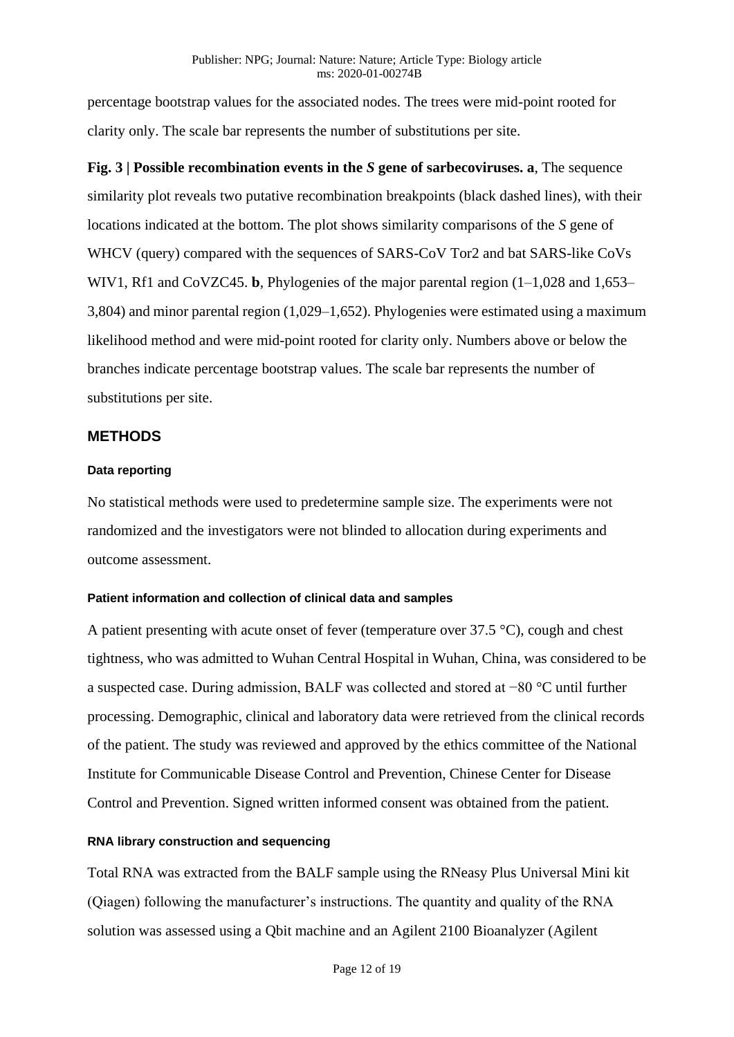percentage bootstrap values for the associated nodes. The trees were mid-point rooted for clarity only. The scale bar represents the number of substitutions per site.

**Fig. 3 | Possible recombination events in the *S* gene of sarbecoviruses. a**, The sequence similarity plot reveals two putative recombination breakpoints (black dashed lines), with their locations indicated at the bottom. The plot shows similarity comparisons of the *S* gene of WHCV (query) compared with the sequences of SARS-CoV Tor2 and bat SARS-like CoVs WIV1, Rf1 and CoVZC45. **b**, Phylogenies of the major parental region (1–1,028 and 1,653–3,804) and minor parental region (1,029–1,652). Phylogenies were estimated using a maximum likelihood method and were mid-point rooted for clarity only. Numbers above or below the branches indicate percentage bootstrap values. The scale bar represents the number of substitutions per site.

## METHODS

### Data reporting

No statistical methods were used to predetermine sample size. The experiments were not randomized and the investigators were not blinded to allocation during experiments and outcome assessment.

### Patient information and collection of clinical data and samples

A patient presenting with acute onset of fever (temperature over 37.5 °C), cough and chest tightness, who was admitted to Wuhan Central Hospital in Wuhan, China, was considered to be a suspected case. During admission, BALF was collected and stored at −80 °C until further processing. Demographic, clinical and laboratory data were retrieved from the clinical records of the patient. The study was reviewed and approved by the ethics committee of the National Institute for Communicable Disease Control and Prevention, Chinese Center for Disease Control and Prevention. Signed written informed consent was obtained from the patient.

### RNA library construction and sequencing

Total RNA was extracted from the BALF sample using the RNeasy Plus Universal Mini kit (Qiagen) following the manufacturer's instructions. The quantity and quality of the RNA solution was assessed using a Qbit machine and an Agilent 2100 Bioanalyzer (Agilent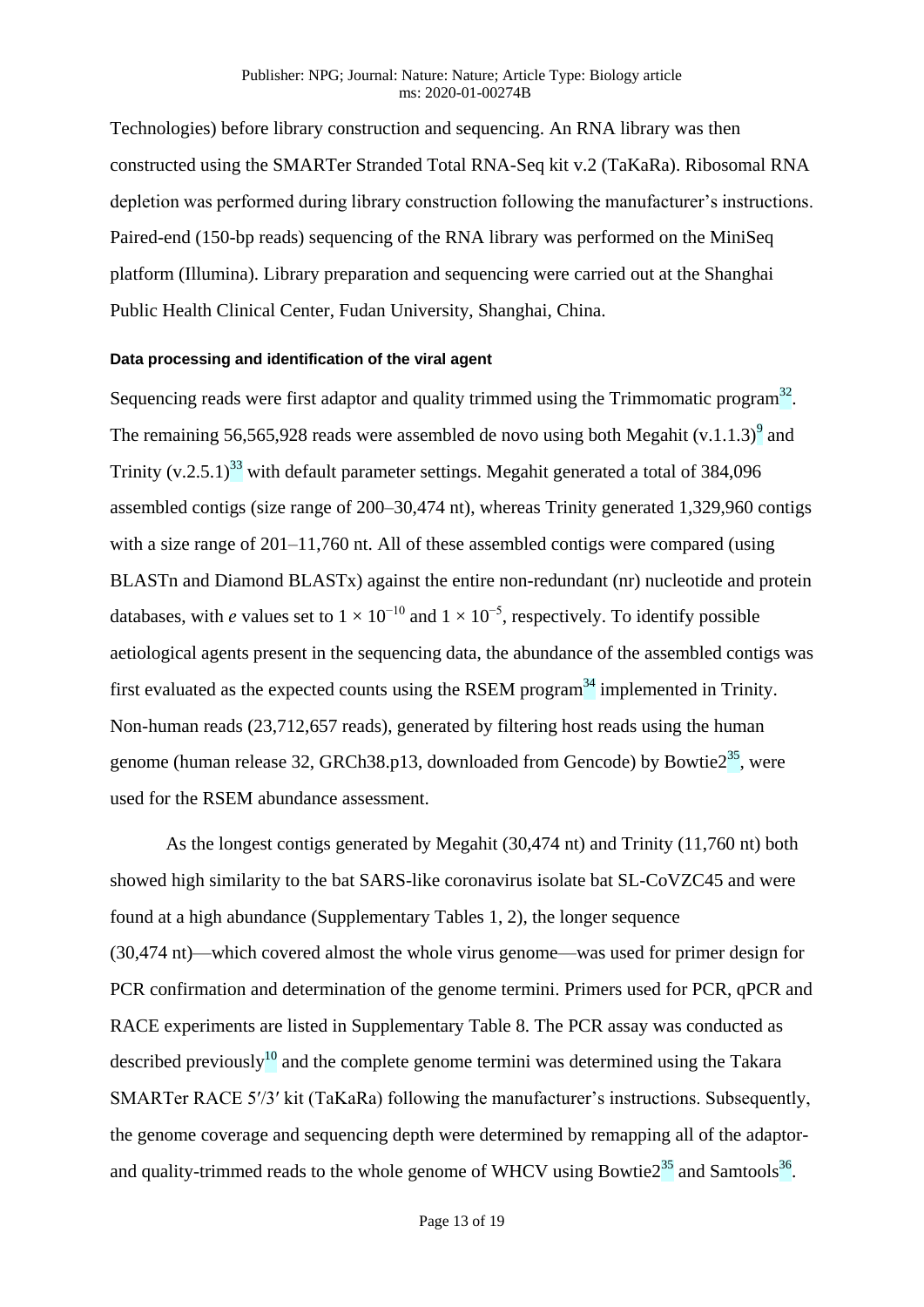Technologies) before library construction and sequencing. An RNA library was then constructed using the SMARTer Stranded Total RNA-Seq kit v.2 (TaKaRa). Ribosomal RNA depletion was performed during library construction following the manufacturer's instructions. Paired-end (150-bp reads) sequencing of the RNA library was performed on the MiniSeq platform (Illumina). Library preparation and sequencing were carried out at the Shanghai Public Health Clinical Center, Fudan University, Shanghai, China.

#### Data processing and identification of the viral agent

Sequencing reads were first adaptor and quality trimmed using the Trimmomatic program[32]. The remaining 56,565,928 reads were assembled de novo using both Megahit (v.1.1.3)[9] and Trinity (v.2.5.1)[33] with default parameter settings. Megahit generated a total of 384,096 assembled contigs (size range of 200–30,474 nt), whereas Trinity generated 1,329,960 contigs with a size range of 201–11,760 nt. All of these assembled contigs were compared (using BLASTn and Diamond BLASTx) against the entire non-redundant (nr) nucleotide and protein databases, with *e* values set to $1 \times 10^{-10}$ and $1 \times 10^{-5}$, respectively. To identify possible aetiological agents present in the sequencing data, the abundance of the assembled contigs was first evaluated as the expected counts using the RSEM program[34] implemented in Trinity. Non-human reads (23,712,657 reads), generated by filtering host reads using the human genome (human release 32, GRCh38.p13, downloaded from Gencode) by Bowtie2[35], were used for the RSEM abundance assessment.

As the longest contigs generated by Megahit (30,474 nt) and Trinity (11,760 nt) both showed high similarity to the bat SARS-like coronavirus isolate bat SL-CoVZC45 and were found at a high abundance (Supplementary Tables 1, 2), the longer sequence (30,474 nt)—which covered almost the whole virus genome—was used for primer design for PCR confirmation and determination of the genome termini. Primers used for PCR, qPCR and RACE experiments are listed in Supplementary Table 8. The PCR assay was conducted as described previously[10] and the complete genome termini was determined using the Takara SMARTer RACE 5′/3′ kit (TaKaRa) following the manufacturer's instructions. Subsequently, the genome coverage and sequencing depth were determined by remapping all of the adaptor- and quality-trimmed reads to the whole genome of WHCV using Bowtie2[35] and Samtools[36].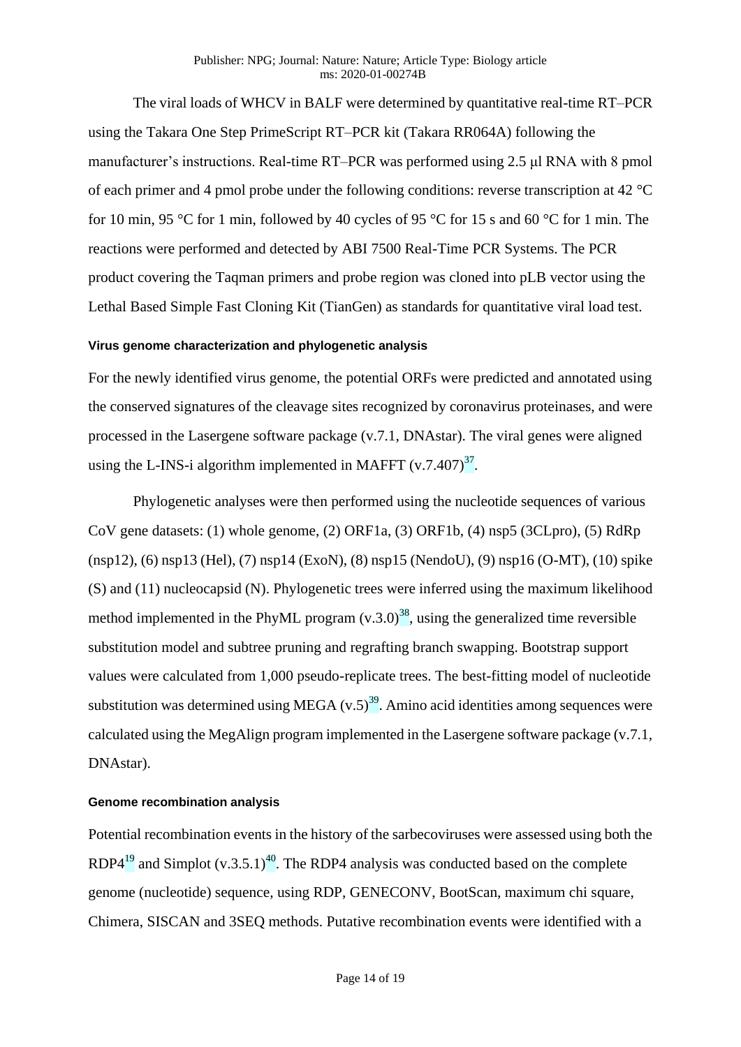The viral loads of WHCV in BALF were determined by quantitative real-time RT–PCR using the Takara One Step PrimeScript RT–PCR kit (Takara RR064A) following the manufacturer's instructions. Real-time RT–PCR was performed using 2.5 μl RNA with 8 pmol of each primer and 4 pmol probe under the following conditions: reverse transcription at 42 °C for 10 min, 95 °C for 1 min, followed by 40 cycles of 95 °C for 15 s and 60 °C for 1 min. The reactions were performed and detected by ABI 7500 Real-Time PCR Systems. The PCR product covering the Taqman primers and probe region was cloned into pLB vector using the Lethal Based Simple Fast Cloning Kit (TianGen) as standards for quantitative viral load test.

#### Virus genome characterization and phylogenetic analysis

For the newly identified virus genome, the potential ORFs were predicted and annotated using the conserved signatures of the cleavage sites recognized by coronavirus proteinases, and were processed in the Lasergene software package (v.7.1, DNAstar). The viral genes were aligned using the L-INS-i algorithm implemented in MAFFT (v.7.407)[37].

Phylogenetic analyses were then performed using the nucleotide sequences of various CoV gene datasets: (1) whole genome, (2) ORF1a, (3) ORF1b, (4) nsp5 (3CLpro), (5) RdRp (nsp12), (6) nsp13 (Hel), (7) nsp14 (ExoN), (8) nsp15 (NendoU), (9) nsp16 (O-MT), (10) spike (S) and (11) nucleocapsid (N). Phylogenetic trees were inferred using the maximum likelihood method implemented in the PhyML program (v.3.0)[38], using the generalized time reversible substitution model and subtree pruning and regrafting branch swapping. Bootstrap support values were calculated from 1,000 pseudo-replicate trees. The best-fitting model of nucleotide substitution was determined using MEGA (v.5)[39]. Amino acid identities among sequences were calculated using the MegAlign program implemented in the Lasergene software package (v.7.1, DNAstar).

#### Genome recombination analysis

Potential recombination events in the history of the sarbecoviruses were assessed using both the RDP4[19] and Simplot (v.3.5.1)[40]. The RDP4 analysis was conducted based on the complete genome (nucleotide) sequence, using RDP, GENECONV, BootScan, maximum chi square, Chimera, SISCAN and 3SEQ methods. Putative recombination events were identified with a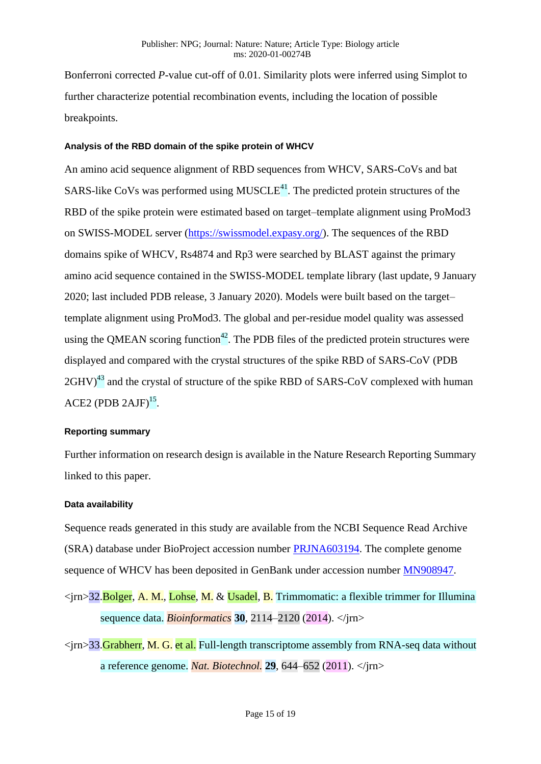Bonferroni corrected *P*-value cut-off of 0.01. Similarity plots were inferred using Simplot to further characterize potential recombination events, including the location of possible breakpoints.

#### Analysis of the RBD domain of the spike protein of WHCV

An amino acid sequence alignment of RBD sequences from WHCV, SARS-CoVs and bat SARS-like CoVs was performed using MUSCLE[41]. The predicted protein structures of the RBD of the spike protein were estimated based on target–template alignment using ProMod3 on SWISS-MODEL server (https://swissmodel.expasy.org/). The sequences of the RBD domains spike of WHCV, Rs4874 and Rp3 were searched by BLAST against the primary amino acid sequence contained in the SWISS-MODEL template library (last update, 9 January 2020; last included PDB release, 3 January 2020). Models were built based on the target–template alignment using ProMod3. The global and per-residue model quality was assessed using the QMEAN scoring function[42]. The PDB files of the predicted protein structures were displayed and compared with the crystal structures of the spike RBD of SARS-CoV (PDB 2GHV)[43] and the crystal of structure of the spike RBD of SARS-CoV complexed with human ACE2 (PDB 2AJF)[15].

#### Reporting summary

Further information on research design is available in the Nature Research Reporting Summary linked to this paper.

#### Data availability

Sequence reads generated in this study are available from the NCBI Sequence Read Archive (SRA) database under BioProject accession number PRJNA603194. The complete genome sequence of WHCV has been deposited in GenBank under accession number MN908947.

<jrn>32.Bolger, A. M., Lohse, M. & Usadel, B. Trimmomatic: a flexible trimmer for Illumina sequence data. *Bioinformatics* **30**, 2114–2120 (2014). </jrn>

<jrn>33.Grabherr, M. G. et al. Full-length transcriptome assembly from RNA-seq data without a reference genome. *Nat. Biotechnol.* **29**, 644–652 (2011). </jrn>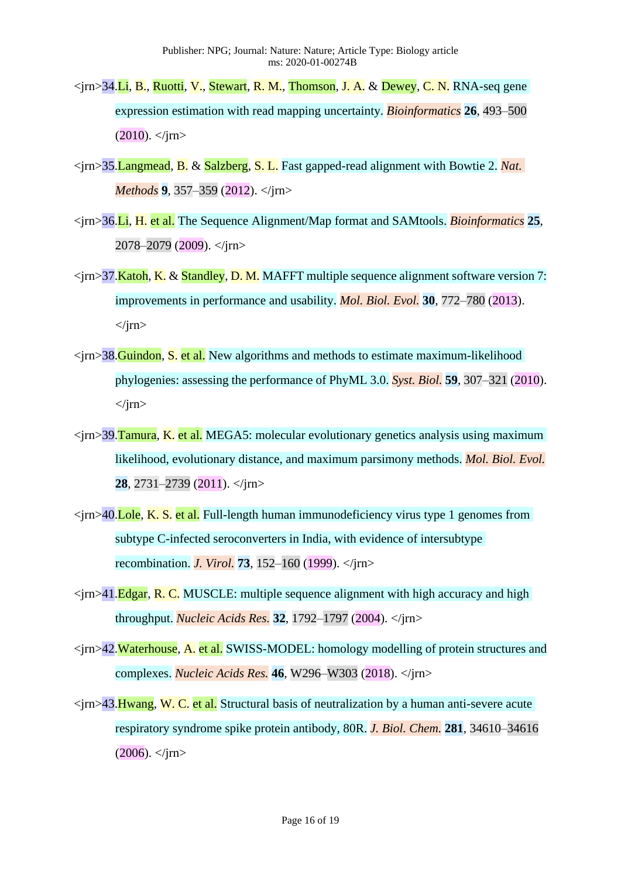<jrn>34.Li, B., Ruotti, V., Stewart, R. M., Thomson, J. A. & Dewey, C. N. RNA-seq gene expression estimation with read mapping uncertainty. *Bioinformatics* **26**, 493–500 (2010). </jrn>

<jrn>35.Langmead, B. & Salzberg, S. L. Fast gapped-read alignment with Bowtie 2. *Nat. Methods* **9**, 357–359 (2012). </jrn>

<jrn>36.Li, H. et al. The Sequence Alignment/Map format and SAMtools. *Bioinformatics* **25**, 2078–2079 (2009). </jrn>

<jrn>37.Katoh, K. & Standley, D. M. MAFFT multiple sequence alignment software version 7: improvements in performance and usability. *Mol. Biol. Evol.* **30**, 772–780 (2013). </jrn>

<jrn>38.Guindon, S. et al. New algorithms and methods to estimate maximum-likelihood phylogenies: assessing the performance of PhyML 3.0. *Syst. Biol.* **59**, 307–321 (2010). </jrn>

<jrn>39.Tamura, K. et al. MEGA5: molecular evolutionary genetics analysis using maximum likelihood, evolutionary distance, and maximum parsimony methods. *Mol. Biol. Evol.* **28**, 2731–2739 (2011). </jrn>

<jrn>40.Lole, K. S. et al. Full-length human immunodeficiency virus type 1 genomes from subtype C-infected seroconverters in India, with evidence of intersubtype recombination. *J. Virol.* **73**, 152–160 (1999). </jrn>

<jrn>41.Edgar, R. C. MUSCLE: multiple sequence alignment with high accuracy and high throughput. *Nucleic Acids Res.* **32**, 1792–1797 (2004). </jrn>

<jrn>42.Waterhouse, A. et al. SWISS-MODEL: homology modelling of protein structures and complexes. *Nucleic Acids Res.* **46**, W296–W303 (2018). </jrn>

<jrn>43.Hwang, W. C. et al. Structural basis of neutralization by a human anti-severe acute respiratory syndrome spike protein antibody, 80R. *J. Biol. Chem.* **281**, 34610–34616 (2006). </jrn>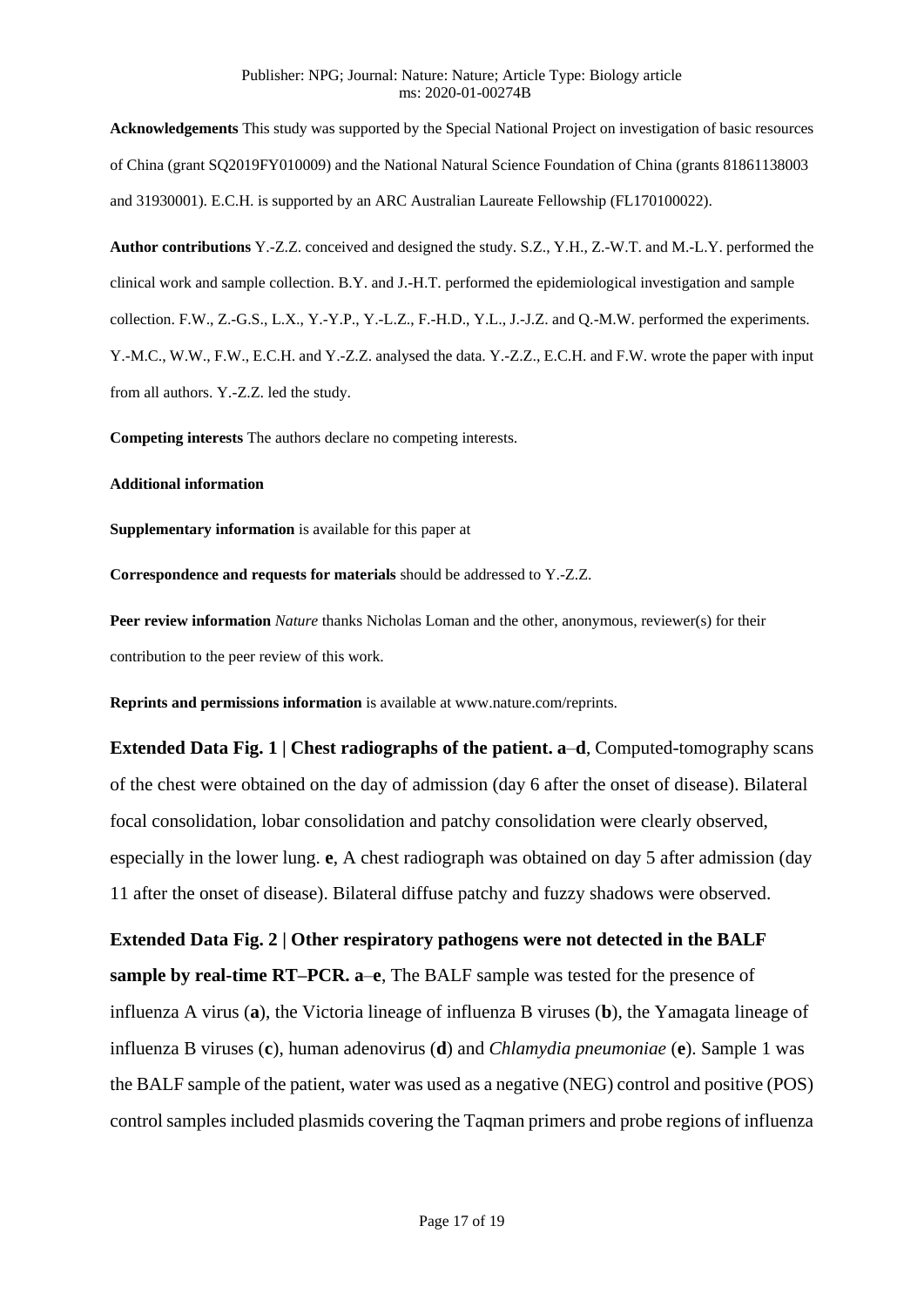**Acknowledgements** This study was supported by the Special National Project on investigation of basic resources of China (grant SQ2019FY010009) and the National Natural Science Foundation of China (grants 81861138003 and 31930001). E.C.H. is supported by an ARC Australian Laureate Fellowship (FL170100022).

**Author contributions** Y.-Z.Z. conceived and designed the study. S.Z., Y.H., Z.-W.T. and M.-L.Y. performed the clinical work and sample collection. B.Y. and J.-H.T. performed the epidemiological investigation and sample collection. F.W., Z.-G.S., L.X., Y.-Y.P., Y.-L.Z., F.-H.D., Y.L., J.-J.Z. and Q.-M.W. performed the experiments. Y.-M.C., W.W., F.W., E.C.H. and Y.-Z.Z. analysed the data. Y.-Z.Z., E.C.H. and F.W. wrote the paper with input from all authors. Y.-Z.Z. led the study.

**Competing interests** The authors declare no competing interests.

**Additional information**

**Supplementary information** is available for this paper at

**Correspondence and requests for materials** should be addressed to Y.-Z.Z.

**Peer review information** *Nature* thanks Nicholas Loman and the other, anonymous, reviewer(s) for their contribution to the peer review of this work.

**Reprints and permissions information** is available at www.nature.com/reprints.

**Extended Data Fig. 1 | Chest radiographs of the patient. a**–**d**, Computed-tomography scans of the chest were obtained on the day of admission (day 6 after the onset of disease). Bilateral focal consolidation, lobar consolidation and patchy consolidation were clearly observed, especially in the lower lung. **e**, A chest radiograph was obtained on day 5 after admission (day 11 after the onset of disease). Bilateral diffuse patchy and fuzzy shadows were observed.

**Extended Data Fig. 2 | Other respiratory pathogens were not detected in the BALF sample by real-time RT–PCR. a**–**e**, The BALF sample was tested for the presence of influenza A virus (**a**), the Victoria lineage of influenza B viruses (**b**), the Yamagata lineage of influenza B viruses (**c**), human adenovirus (**d**) and *Chlamydia pneumoniae* (**e**). Sample 1 was the BALF sample of the patient, water was used as a negative (NEG) control and positive (POS) control samples included plasmids covering the Taqman primers and probe regions of influenza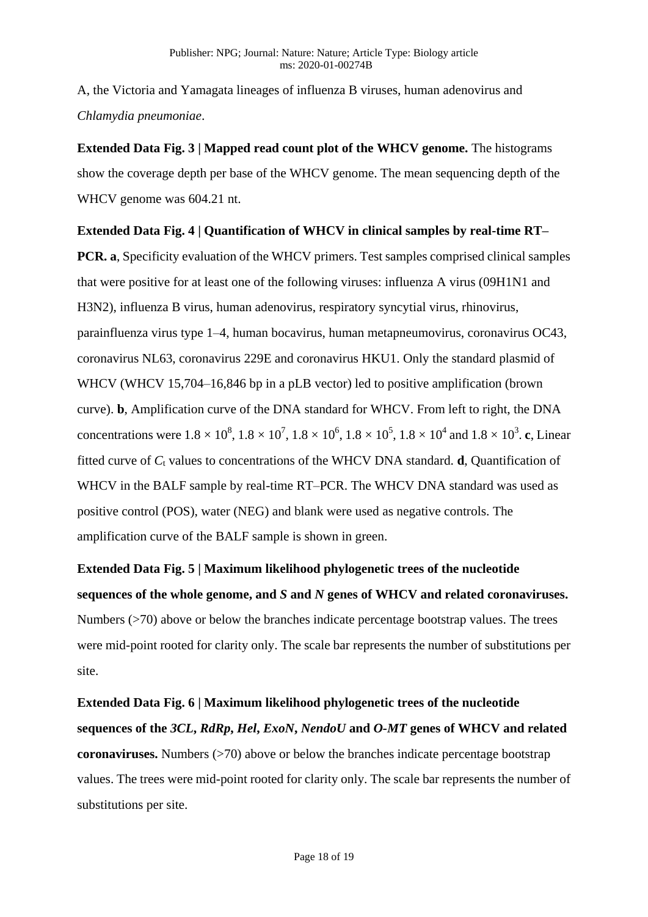A, the Victoria and Yamagata lineages of influenza B viruses, human adenovirus and *Chlamydia pneumoniae*.

**Extended Data Fig. 3 | Mapped read count plot of the WHCV genome.** The histograms show the coverage depth per base of the WHCV genome. The mean sequencing depth of the WHCV genome was 604.21 nt.

**Extended Data Fig. 4 | Quantification of WHCV in clinical samples by real-time RT–PCR. a**, Specificity evaluation of the WHCV primers. Test samples comprised clinical samples that were positive for at least one of the following viruses: influenza A virus (09H1N1 and H3N2), influenza B virus, human adenovirus, respiratory syncytial virus, rhinovirus, parainfluenza virus type 1–4, human bocavirus, human metapneumovirus, coronavirus OC43, coronavirus NL63, coronavirus 229E and coronavirus HKU1. Only the standard plasmid of WHCV (WHCV 15,704–16,846 bp in a pLB vector) led to positive amplification (brown curve). **b**, Amplification curve of the DNA standard for WHCV. From left to right, the DNA concentrations were $1.8 \times 10^8$, $1.8 \times 10^7$, $1.8 \times 10^6$, $1.8 \times 10^5$, $1.8 \times 10^4$ and $1.8 \times 10^3$. **c**, Linear fitted curve of $C_t$ values to concentrations of the WHCV DNA standard. **d**, Quantification of WHCV in the BALF sample by real-time RT–PCR. The WHCV DNA standard was used as positive control (POS), water (NEG) and blank were used as negative controls. The amplification curve of the BALF sample is shown in green.

**Extended Data Fig. 5 | Maximum likelihood phylogenetic trees of the nucleotide sequences of the whole genome, and *S* and *N* genes of WHCV and related coronaviruses.** Numbers (>70) above or below the branches indicate percentage bootstrap values. The trees were mid-point rooted for clarity only. The scale bar represents the number of substitutions per site.

**Extended Data Fig. 6 | Maximum likelihood phylogenetic trees of the nucleotide sequences of the *3CL*, *RdRp*, *Hel*, *ExoN*, *NendoU* and *O-MT* genes of WHCV and related coronaviruses.** Numbers (>70) above or below the branches indicate percentage bootstrap values. The trees were mid-point rooted for clarity only. The scale bar represents the number of substitutions per site.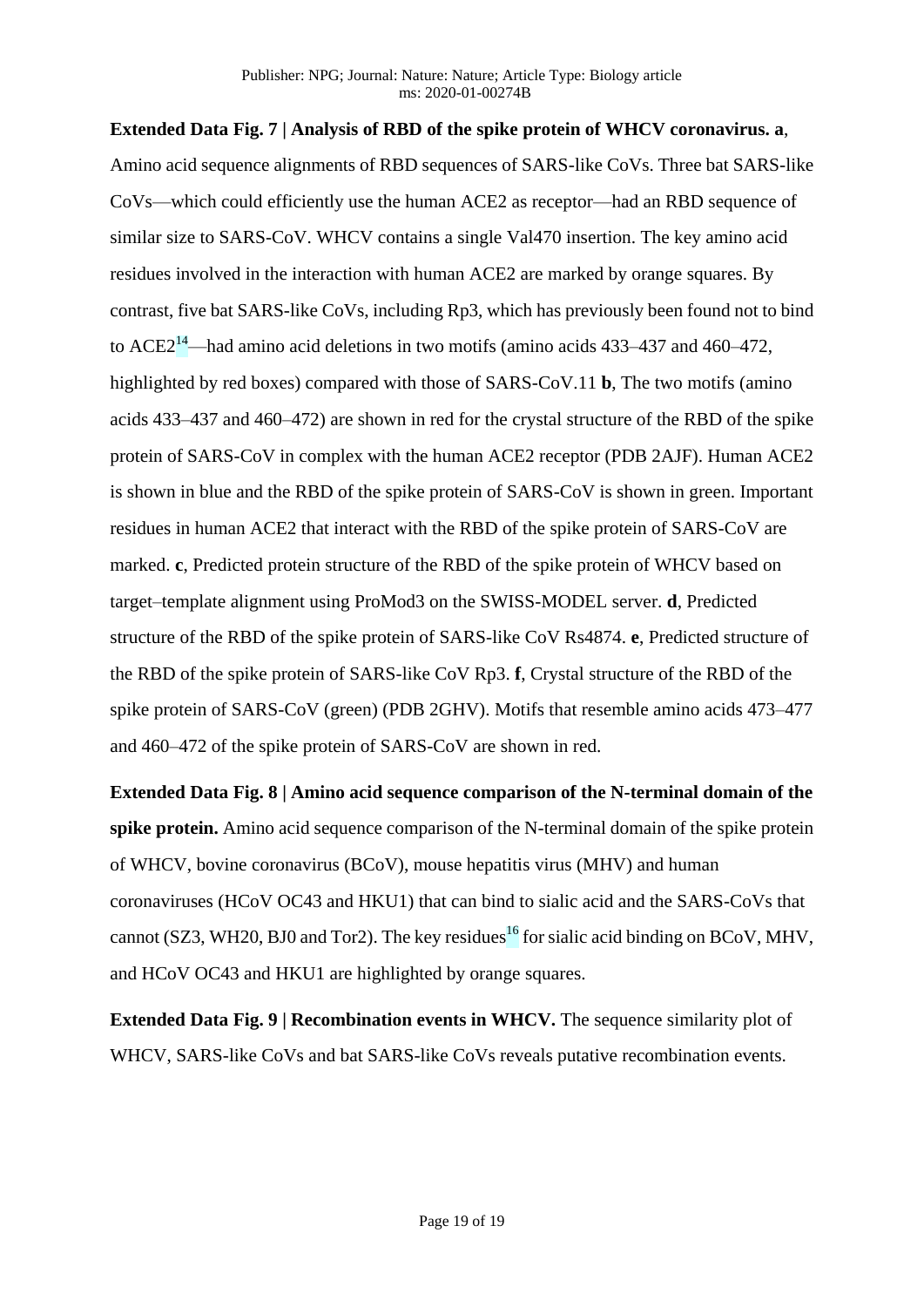**Extended Data Fig. 7 | Analysis of RBD of the spike protein of WHCV coronavirus. a**, Amino acid sequence alignments of RBD sequences of SARS-like CoVs. Three bat SARS-like CoVs—which could efficiently use the human ACE2 as receptor—had an RBD sequence of similar size to SARS-CoV. WHCV contains a single Val470 insertion. The key amino acid residues involved in the interaction with human ACE2 are marked by orange squares. By contrast, five bat SARS-like CoVs, including Rp3, which has previously been found not to bind to ACE2[14]—had amino acid deletions in two motifs (amino acids 433–437 and 460–472, highlighted by red boxes) compared with those of SARS-CoV.11 **b**, The two motifs (amino acids 433–437 and 460–472) are shown in red for the crystal structure of the RBD of the spike protein of SARS-CoV in complex with the human ACE2 receptor (PDB 2AJF). Human ACE2 is shown in blue and the RBD of the spike protein of SARS-CoV is shown in green. Important residues in human ACE2 that interact with the RBD of the spike protein of SARS-CoV are marked. **c**, Predicted protein structure of the RBD of the spike protein of WHCV based on target–template alignment using ProMod3 on the SWISS-MODEL server. **d**, Predicted structure of the RBD of the spike protein of SARS-like CoV Rs4874. **e**, Predicted structure of the RBD of the spike protein of SARS-like CoV Rp3. **f**, Crystal structure of the RBD of the spike protein of SARS-CoV (green) (PDB 2GHV). Motifs that resemble amino acids 473–477 and 460–472 of the spike protein of SARS-CoV are shown in red.

**Extended Data Fig. 8 | Amino acid sequence comparison of the N-terminal domain of the spike protein.** Amino acid sequence comparison of the N-terminal domain of the spike protein of WHCV, bovine coronavirus (BCoV), mouse hepatitis virus (MHV) and human coronaviruses (HCoV OC43 and HKU1) that can bind to sialic acid and the SARS-CoVs that cannot (SZ3, WH20, BJ0 and Tor2). The key residues[16] for sialic acid binding on BCoV, MHV, and HCoV OC43 and HKU1 are highlighted by orange squares.

**Extended Data Fig. 9 | Recombination events in WHCV.** The sequence similarity plot of WHCV, SARS-like CoVs and bat SARS-like CoVs reveals putative recombination events.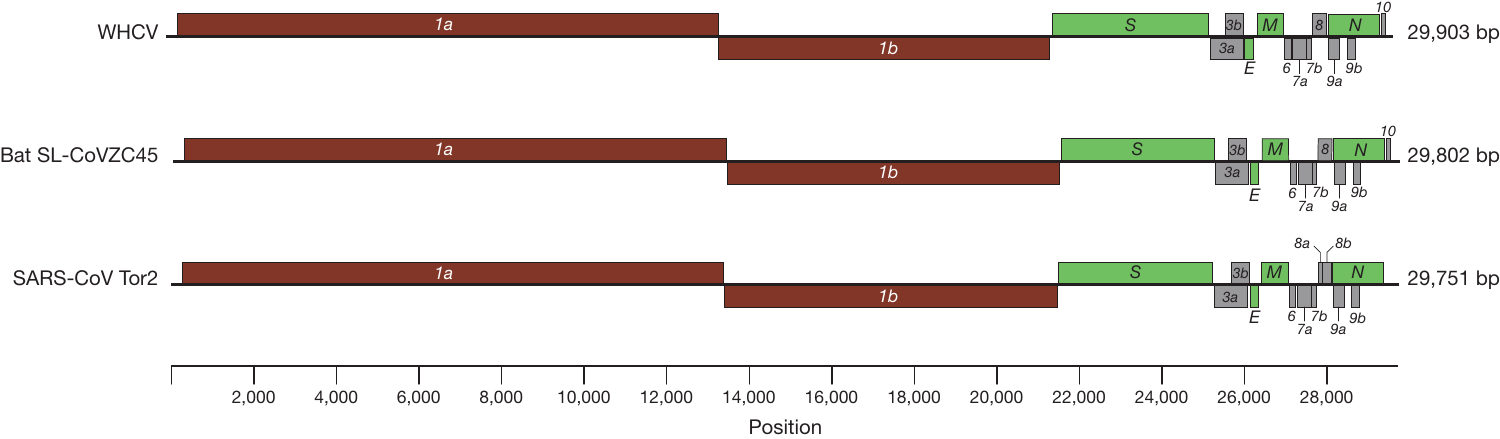WHCV — 1a, 1b, S, 3a, 3b, E, M, 6, 7a, 7b, 8, 9a, 9b, N, 10 — 29,903 bp

Bat SL-CoVZC45 — 1a, 1b, S, 3a, 3b, E, M, 6, 7a, 7b, 8, 9a, 9b, N, 10 — 29,802 bp

SARS-CoV Tor2 — 1a, 1b, S, 3a, 3b, E, M, 6, 7a, 7b, 8a, 8b, 9a, 9b, N — 29,751 bp

2,000 4,000 6,000 8,000 10,000 12,000 14,000 16,000 18,000 20,000 22,000 24,000 26,000 28,000

Position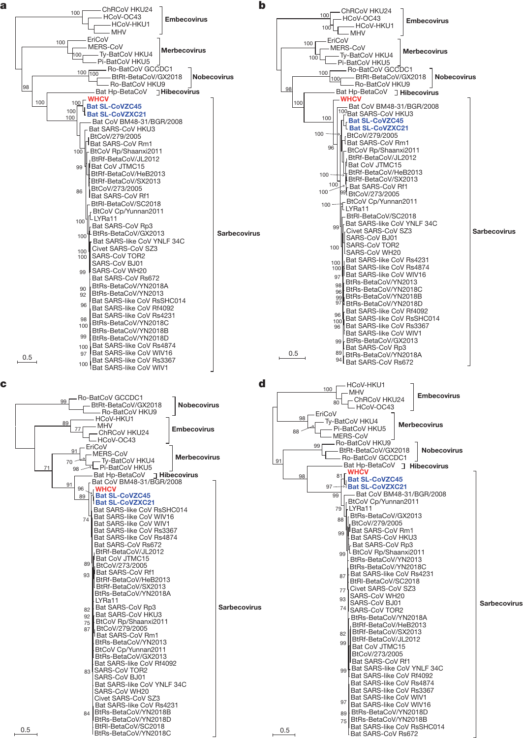**a**

- ChRCoV HKU24
- HCoV-OC43
- HCoV-HKU1
- MHV

**Embecovirus**

- EriCoV
- MERS-CoV
- Ty-BatCoV HKU4
- Pi-BatCoV HKU5

**Merbecovirus**

- Ro-BatCoV GCCDC1
- BtRt-BetaCoV/GX2018
- Ro-BatCoV HKU9

**Nobecovirus**

- Bat Hp-BetaCoV

**Hibecovirus**

- WHCV
- Bat SL-CoVZC45
- Bat SL-CoVZXC21
- Bat CoV BM48-31/BGR/2008
- Bat SARS-CoV HKU3
- BtCoV/279/2005
- Bat SARS-CoV Rm1
- BtCoV Rp/Shaanxi2011
- BtRf-BetaCoV/JL2012
- Bat CoV JTMC15
- BtRf-BetaCoV/HeB2013
- BtRf-BetaCoV/SX2013
- BtCoV/273/2005
- Bat SARS-CoV Rf1
- BtRl-BetaCoV/SC2018
- BtCoV Cp/Yunnan2011
- LYRa11
- Bat SARS-CoV Rp3
- BtRs-BetaCoV/GX2013
- Bat SARS-like CoV YNLF 34C
- Civet SARS-CoV SZ3
- SARS-CoV TOR2
- SARS-CoV BJ01
- SARS-CoV WH20
- Bat SARS-CoV Rs672
- BtRs-BetaCoV/YN2018A
- BtRs-BetaCoV/YN2013
- Bat SARS-like CoV RsSHC014
- Bat SARS-like CoV Rf4092
- Bat SARS-like CoV Rs4231
- BtRs-BetaCoV/YN2018C
- BtRs-BetaCoV/YN2018B
- BtRs-BetaCoV/YN2018D
- Bat SARS-like CoV Rs4874
- Bat SARS-like CoV WIV16
- Bat SARS-like CoV Rs3367
- Bat SARS-like CoV WIV1

**Sarbecovirus**

0.5

**b**

- ChRCoV HKU24
- HCoV-OC43
- HCoV-HKU1
- MHV

**Embecovirus**

- EriCoV
- MERS-CoV
- Ty-BatCoV HKU4
- Pi-BatCoV HKU5

**Merbecovirus**

- Ro-BatCoV GCCDC1
- BtRt-BetaCoV/GX2018
- Ro-BatCoV HKU9

**Nobecovirus**

- Bat Hp-BetaCoV

**Hibecovirus**

- WHCV
- Bat CoV BM48-31/BGR/2008
- Bat SARS-CoV HKU3
- Bat SL-CoVZC45
- Bat SL-CoVZXC21
- BtCoV/279/2005
- Bat SARS-CoV Rm1
- BtCoV Rp/Shaanxi2011
- BtRf-BetaCoV/JL2012
- Bat CoV JTMC15
- BtRf-BetaCoV/HeB2013
- BtRf-BetaCoV/SX2013
- Bat SARS-CoV Rf1
- BtCoV/273/2005
- BtCoV Cp/Yunnan2011
- LYRa11
- BtRl-BetaCoV/SC2018
- Bat SARS-like CoV YNLF 34C
- Civet SARS-CoV SZ3
- SARS-CoV BJ01
- SARS-CoV TOR2
- SARS-CoV WH20
- Bat SARS-like CoV Rs4231
- Bat SARS-like CoV Rs4874
- Bat SARS-like CoV WIV16
- BtRs-BetaCoV/YN2013
- BtRs-BetaCoV/YN2018C
- BtRs-BetaCoV/YN2018B
- BtRs-BetaCoV/YN2018D
- Bat SARS-like CoV Rf4092
- Bat SARS-like CoV RsSHC014
- Bat SARS-like CoV Rs3367
- Bat SARS-like CoV WIV1
- BtRs-BetaCoV/GX2013
- Bat SARS-CoV Rp3
- BtRs-BetaCoV/YN2018A
- Bat SARS-CoV Rs672

**Sarbecovirus**

0.5

**c**

- Ro-BatCoV GCCDC1
- BtRt-BetaCoV/GX2018
- Ro-BatCoV HKU9

**Nobecovirus**

- HCoV-HKU1
- MHV
- ChRCoV HKU24
- HCoV-OC43

**Embecovirus**

- EriCoV
- MERS-CoV
- Ty-BatCoV HKU4
- Pi-BatCoV HKU5

**Merbecovirus**

- Bat Hp-BetaCoV

**Hibecovirus**

- Bat CoV BM48-31/BGR/2008
- WHCV
- Bat SL-CoVZC45
- Bat SL-CoVZXC21
- Bat SARS-like CoV RsSHC014
- Bat SARS-like CoV WIV16
- Bat SARS-like CoV WIV1
- Bat SARS-like CoV Rs3367
- Bat SARS-like CoV Rs4874
- Bat SARS-CoV Rs672
- BtRf-BetaCoV/JL2012
- Bat CoV JTMC15
- BtCoV/273/2005
- Bat SARS-CoV Rf1
- BtRf-BetaCoV/HeB2013
- BtRf-BetaCoV/SX2013
- BtRs-BetaCoV/YN2018A
- LYRa11
- Bat SARS-CoV Rp3
- Bat SARS-CoV HKU3
- BtCoV Rp/Shaanxi2011
- BtCoV/279/2005
- Bat SARS-CoV Rm1
- BtRs-BetaCoV/YN2013
- BtCoV Cp/Yunnan2011
- BtRs-BetaCoV/GX2013
- Bat SARS-like CoV Rf4092
- SARS-CoV TOR2
- SARS-CoV BJ01
- Bat SARS-like CoV YNLF 34C
- SARS-CoV WH20
- Civet SARS-CoV SZ3
- Bat SARS-like CoV Rs4231
- BtRs-BetaCoV/YN2018B
- BtRs-BetaCoV/YN2018D
- BtRl-BetaCoV/SC2018
- BtRs-BetaCoV/YN2018C

**Sarbecovirus**

0.5

**d**

- HCoV-HKU1
- MHV
- ChRCoV HKU24
- HCoV-OC43

**Embecovirus**

- EriCoV
- Ty-BatCoV HKU4
- Pi-BatCoV HKU5
- MERS-CoV

**Merbecovirus**

- Ro-BatCoV HKU9
- BtRt-BetaCoV/GX2018
- Ro-BatCoV GCCDC1

**Nobecovirus**

- Bat Hp-BetaCoV

**Hibecovirus**

- WHCV
- Bat SL-CoVZC45
- Bat SL-CoVZXC21
- Bat CoV BM48-31/BGR/2008
- BtCoV Cp/Yunnan2011
- LYRa11
- BtRs-BetaCoV/GX2013
- BtCoV/279/2005
- Bat SARS-CoV Rm1
- Bat SARS-CoV HKU3
- Bat SARS-CoV Rp3
- BtCoV Rp/Shaanxi2011
- BtRs-BetaCoV/YN2013
- BtRs-BetaCoV/YN2018C
- Bat SARS-like CoV Rs4231
- BtRl-BetaCoV/SC2018
- Civet SARS-CoV SZ3
- SARS-CoV WH20
- SARS-CoV BJ01
- SARS-CoV TOR2
- BtRs-BetaCoV/YN2018A
- BtRf-BetaCoV/HeB2013
- BtRf-BetaCoV/SX2013
- BtRf-BetaCoV/JL2012
- Bat CoV JTMC15
- BtCoV/273/2005
- Bat SARS-CoV Rf1
- Bat SARS-like CoV YNLF 34C
- Bat SARS-like CoV Rf4092
- Bat SARS-like CoV Rs4874
- Bat SARS-like CoV Rs3367
- Bat SARS-like CoV WIV1
- Bat SARS-like CoV WIV16
- BtRs-BetaCoV/YN2018D
- BtRs-BetaCoV/YN2018B
- Bat SARS-like CoV RsSHC014
- Bat SARS-CoV Rs672

**Sarbecovirus**

0.5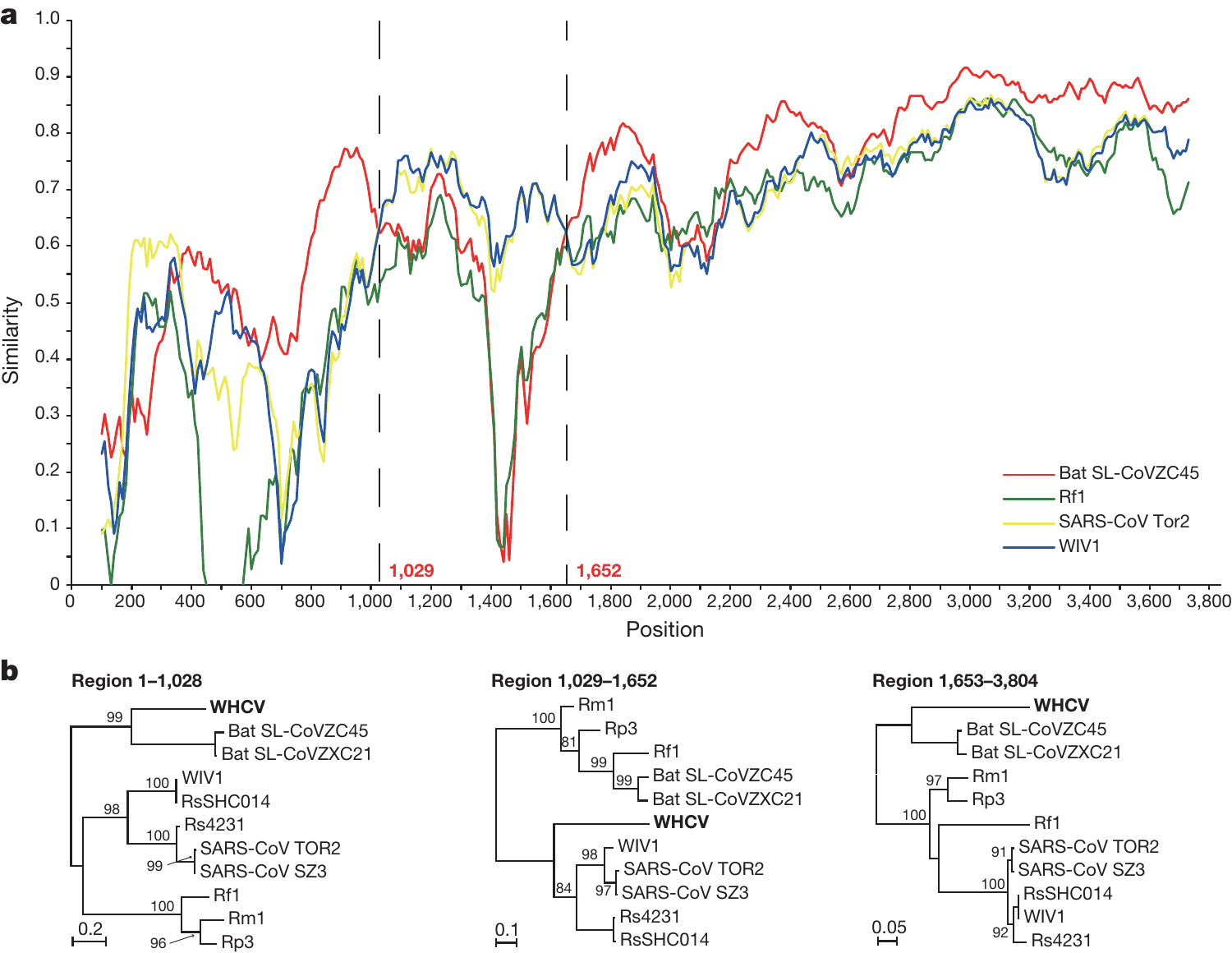**a**

1.0
0.9
0.8
0.7
0.6
0.5
0.4
0.3
0.2
0.1
0

Similarity

0 200 400 600 800 1,000 1,200 1,400 1,600 1,800 2,000 2,200 2,400 2,600 2,800 3,000 3,200 3,400 3,600 3,800

Position

1,029

1,652

Bat SL-CoVZC45
Rf1
SARS-CoV Tor2
WIV1

**b**

**Region 1–1,028**

**WHCV**
Bat SL-CoVZC45
Bat SL-CoVZXC21
WIV1
RsSHC014
Rs4231
SARS-CoV TOR2
SARS-CoV SZ3
Rf1
Rm1
Rp3
99 100 98 100 99 100 96
0.2

**Region 1,029–1,652**

Rm1
Rp3
Rf1
Bat SL-CoVZC45
Bat SL-CoVZXC21
**WHCV**
WIV1
SARS-CoV TOR2
SARS-CoV SZ3
Rs4231
RsSHC014
100 81 99 99 98 97 84
0.1

**Region 1,653–3,804**

**WHCV**
Bat SL-CoVZC45
Bat SL-CoVZXC21
Rm1
Rp3
Rf1
SARS-CoV TOR2
SARS-CoV SZ3
RsSHC014
WIV1
Rs4231
97 100 91 100 92
0.05